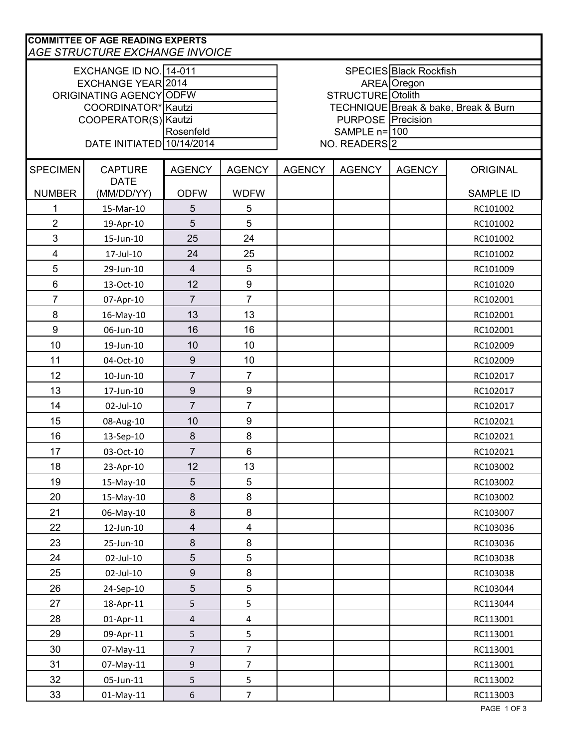**COMMITTEE OF AGE READING EXPERTS**

*AGE STRUCTURE EXCHANGE INVOICE*

| | | | |
|---|---|---|---|
| EXCHANGE ID NO. | 14-011 | SPECIES | Black Rockfish |
| EXCHANGE YEAR | 2014 | AREA | Oregon |
| ORIGINATING AGENCY | ODFW | STRUCTURE | Otolith |
| COORDINATOR* | Kautzi | TECHNIQUE | Break & bake, Break & Burn |
| COOPERATOR(S) | Kautzi | PURPOSE | Precision |
| | Rosenfeld | SAMPLE n= | 100 |
| DATE INITIATED | 10/14/2014 | NO. READERS | 2 |

| SPECIMEN NUMBER | CAPTURE DATE (MM/DD/YY) | AGENCY ODFW | AGENCY WDFW | AGENCY | AGENCY | AGENCY | ORIGINAL SAMPLE ID |
|---|---|---|---|---|---|---|---|
| 1 | 15-Mar-10 | 5 | 5 | | | | RC101002 |
| 2 | 19-Apr-10 | 5 | 5 | | | | RC101002 |
| 3 | 15-Jun-10 | 25 | 24 | | | | RC101002 |
| 4 | 17-Jul-10 | 24 | 25 | | | | RC101002 |
| 5 | 29-Jun-10 | 4 | 5 | | | | RC101009 |
| 6 | 13-Oct-10 | 12 | 9 | | | | RC101020 |
| 7 | 07-Apr-10 | 7 | 7 | | | | RC102001 |
| 8 | 16-May-10 | 13 | 13 | | | | RC102001 |
| 9 | 06-Jun-10 | 16 | 16 | | | | RC102001 |
| 10 | 19-Jun-10 | 10 | 10 | | | | RC102009 |
| 11 | 04-Oct-10 | 9 | 10 | | | | RC102009 |
| 12 | 10-Jun-10 | 7 | 7 | | | | RC102017 |
| 13 | 17-Jun-10 | 9 | 9 | | | | RC102017 |
| 14 | 02-Jul-10 | 7 | 7 | | | | RC102017 |
| 15 | 08-Aug-10 | 10 | 9 | | | | RC102021 |
| 16 | 13-Sep-10 | 8 | 8 | | | | RC102021 |
| 17 | 03-Oct-10 | 7 | 6 | | | | RC102021 |
| 18 | 23-Apr-10 | 12 | 13 | | | | RC103002 |
| 19 | 15-May-10 | 5 | 5 | | | | RC103002 |
| 20 | 15-May-10 | 8 | 8 | | | | RC103002 |
| 21 | 06-May-10 | 8 | 8 | | | | RC103007 |
| 22 | 12-Jun-10 | 4 | 4 | | | | RC103036 |
| 23 | 25-Jun-10 | 8 | 8 | | | | RC103036 |
| 24 | 02-Jul-10 | 5 | 5 | | | | RC103038 |
| 25 | 02-Jul-10 | 9 | 8 | | | | RC103038 |
| 26 | 24-Sep-10 | 5 | 5 | | | | RC103044 |
| 27 | 18-Apr-11 | 5 | 5 | | | | RC113044 |
| 28 | 01-Apr-11 | 4 | 4 | | | | RC113001 |
| 29 | 09-Apr-11 | 5 | 5 | | | | RC113001 |
| 30 | 07-May-11 | 7 | 7 | | | | RC113001 |
| 31 | 07-May-11 | 9 | 7 | | | | RC113001 |
| 32 | 05-Jun-11 | 5 | 5 | | | | RC113002 |
| 33 | 01-May-11 | 6 | 7 | | | | RC113003 |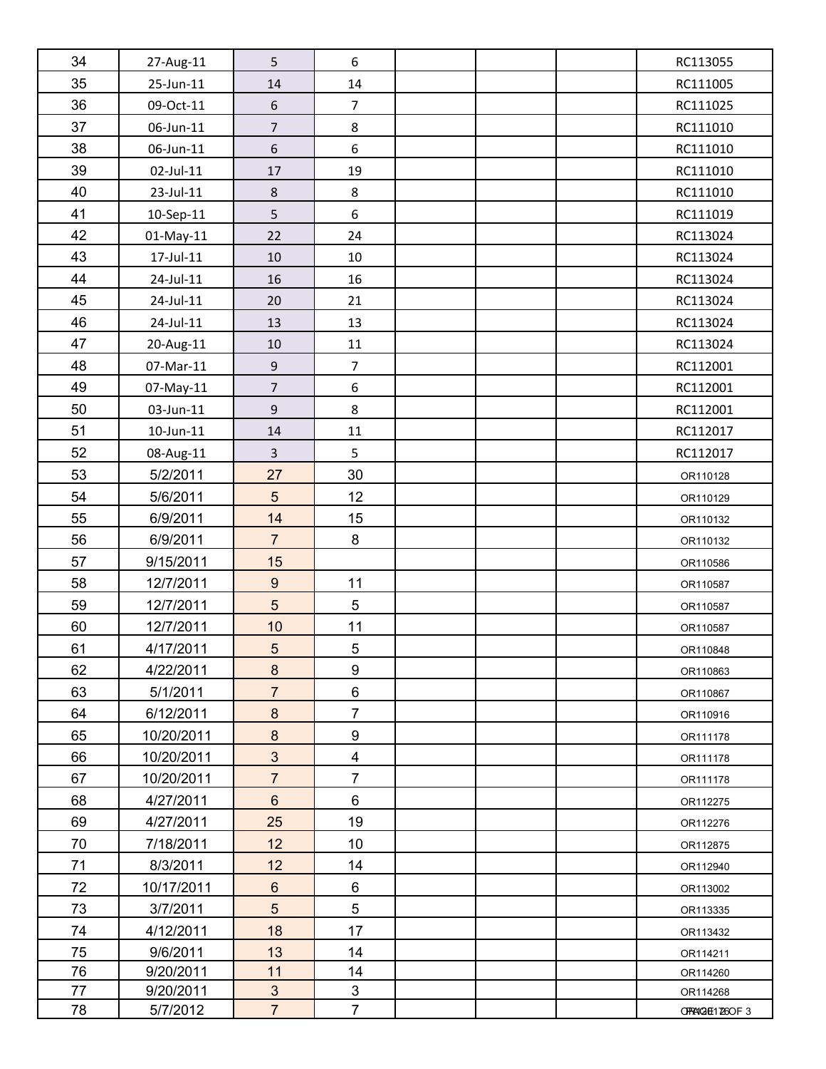| | | | | | | | |
|---|---|---|---|---|---|---|---|
| 34 | 27-Aug-11 | 5 | 6 | | | | RC113055 |
| 35 | 25-Jun-11 | 14 | 14 | | | | RC111005 |
| 36 | 09-Oct-11 | 6 | 7 | | | | RC111025 |
| 37 | 06-Jun-11 | 7 | 8 | | | | RC111010 |
| 38 | 06-Jun-11 | 6 | 6 | | | | RC111010 |
| 39 | 02-Jul-11 | 17 | 19 | | | | RC111010 |
| 40 | 23-Jul-11 | 8 | 8 | | | | RC111010 |
| 41 | 10-Sep-11 | 5 | 6 | | | | RC111019 |
| 42 | 01-May-11 | 22 | 24 | | | | RC113024 |
| 43 | 17-Jul-11 | 10 | 10 | | | | RC113024 |
| 44 | 24-Jul-11 | 16 | 16 | | | | RC113024 |
| 45 | 24-Jul-11 | 20 | 21 | | | | RC113024 |
| 46 | 24-Jul-11 | 13 | 13 | | | | RC113024 |
| 47 | 20-Aug-11 | 10 | 11 | | | | RC113024 |
| 48 | 07-Mar-11 | 9 | 7 | | | | RC112001 |
| 49 | 07-May-11 | 7 | 6 | | | | RC112001 |
| 50 | 03-Jun-11 | 9 | 8 | | | | RC112001 |
| 51 | 10-Jun-11 | 14 | 11 | | | | RC112017 |
| 52 | 08-Aug-11 | 3 | 5 | | | | RC112017 |
| 53 | 5/2/2011 | 27 | 30 | | | | OR110128 |
| 54 | 5/6/2011 | 5 | 12 | | | | OR110129 |
| 55 | 6/9/2011 | 14 | 15 | | | | OR110132 |
| 56 | 6/9/2011 | 7 | 8 | | | | OR110132 |
| 57 | 9/15/2011 | 15 | | | | | OR110586 |
| 58 | 12/7/2011 | 9 | 11 | | | | OR110587 |
| 59 | 12/7/2011 | 5 | 5 | | | | OR110587 |
| 60 | 12/7/2011 | 10 | 11 | | | | OR110587 |
| 61 | 4/17/2011 | 5 | 5 | | | | OR110848 |
| 62 | 4/22/2011 | 8 | 9 | | | | OR110863 |
| 63 | 5/1/2011 | 7 | 6 | | | | OR110867 |
| 64 | 6/12/2011 | 8 | 7 | | | | OR110916 |
| 65 | 10/20/2011 | 8 | 9 | | | | OR111178 |
| 66 | 10/20/2011 | 3 | 4 | | | | OR111178 |
| 67 | 10/20/2011 | 7 | 7 | | | | OR111178 |
| 68 | 4/27/2011 | 6 | 6 | | | | OR112275 |
| 69 | 4/27/2011 | 25 | 19 | | | | OR112276 |
| 70 | 7/18/2011 | 12 | 10 | | | | OR112875 |
| 71 | 8/3/2011 | 12 | 14 | | | | OR112940 |
| 72 | 10/17/2011 | 6 | 6 | | | | OR113002 |
| 73 | 3/7/2011 | 5 | 5 | | | | OR113335 |
| 74 | 4/12/2011 | 18 | 17 | | | | OR113432 |
| 75 | 9/6/2011 | 13 | 14 | | | | OR114211 |
| 76 | 9/20/2011 | 11 | 14 | | | | OR114260 |
| 77 | 9/20/2011 | 3 | 3 | | | | OR114268 |
| 78 | 5/7/2012 | 7 | 7 | | | | OR120126 |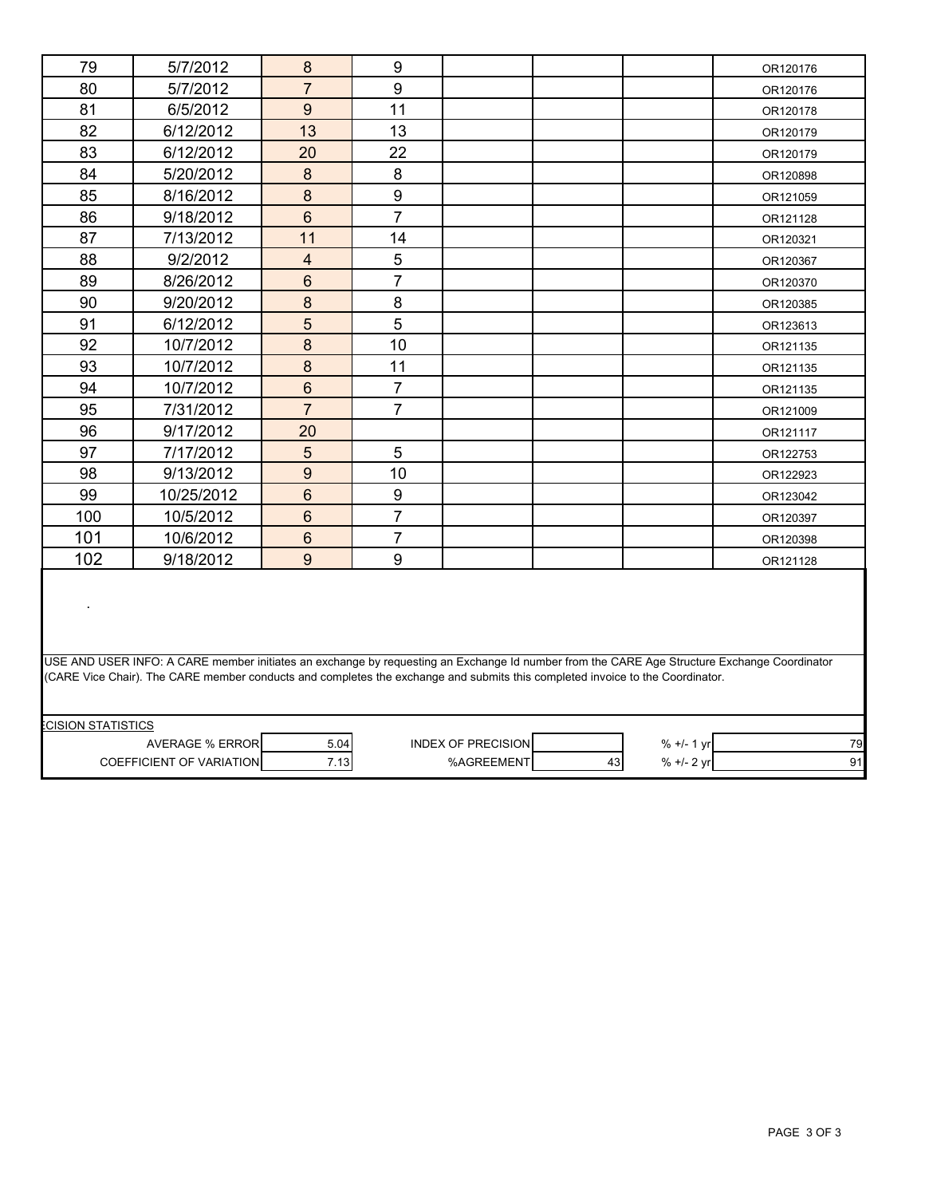| | | | | | | | |
|---|---|---|---|---|---|---|---|
| 79 | 5/7/2012 | 8 | 9 | | | | OR120176 |
| 80 | 5/7/2012 | 7 | 9 | | | | OR120176 |
| 81 | 6/5/2012 | 9 | 11 | | | | OR120178 |
| 82 | 6/12/2012 | 13 | 13 | | | | OR120179 |
| 83 | 6/12/2012 | 20 | 22 | | | | OR120179 |
| 84 | 5/20/2012 | 8 | 8 | | | | OR120898 |
| 85 | 8/16/2012 | 8 | 9 | | | | OR121059 |
| 86 | 9/18/2012 | 6 | 7 | | | | OR121128 |
| 87 | 7/13/2012 | 11 | 14 | | | | OR120321 |
| 88 | 9/2/2012 | 4 | 5 | | | | OR120367 |
| 89 | 8/26/2012 | 6 | 7 | | | | OR120370 |
| 90 | 9/20/2012 | 8 | 8 | | | | OR120385 |
| 91 | 6/12/2012 | 5 | 5 | | | | OR123613 |
| 92 | 10/7/2012 | 8 | 10 | | | | OR121135 |
| 93 | 10/7/2012 | 8 | 11 | | | | OR121135 |
| 94 | 10/7/2012 | 6 | 7 | | | | OR121135 |
| 95 | 7/31/2012 | 7 | 7 | | | | OR121009 |
| 96 | 9/17/2012 | 20 | | | | | OR121117 |
| 97 | 7/17/2012 | 5 | 5 | | | | OR122753 |
| 98 | 9/13/2012 | 9 | 10 | | | | OR122923 |
| 99 | 10/25/2012 | 6 | 9 | | | | OR123042 |
| 100 | 10/5/2012 | 6 | 7 | | | | OR120397 |
| 101 | 10/6/2012 | 6 | 7 | | | | OR120398 |
| 102 | 9/18/2012 | 9 | 9 | | | | OR121128 |

.

USE AND USER INFO: A CARE member initiates an exchange by requesting an Exchange Id number from the CARE Age Structure Exchange Coordinator (CARE Vice Chair). The CARE member conducts and completes the exchange and submits this completed invoice to the Coordinator.

ECISION STATISTICS

| | | | | | |
|---|---|---|---|---|---|
| AVERAGE % ERROR | 5.04 | INDEX OF PRECISION | | % +/- 1 yr | 79 |
| COEFFICIENT OF VARIATION | 7.13 | %AGREEMENT | 43 | % +/- 2 yr | 91 |